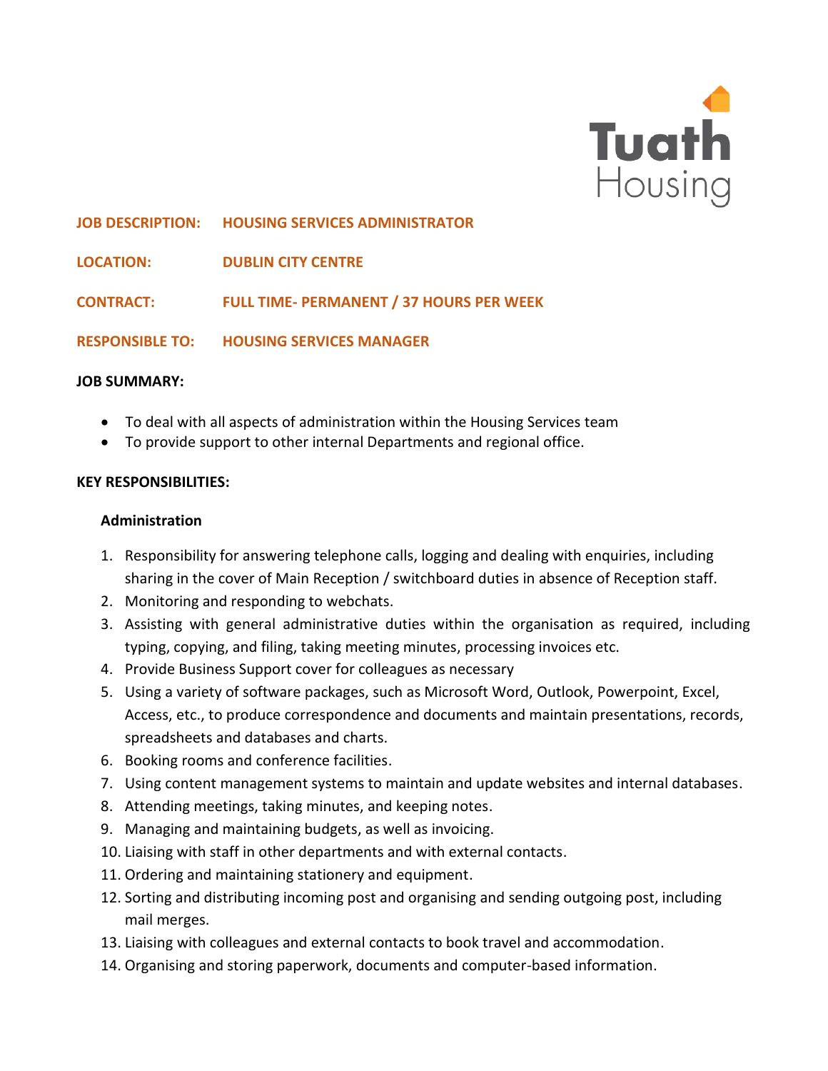Tuath Housing

**JOB DESCRIPTION:** **HOUSING SERVICES ADMINISTRATOR**

**LOCATION:** **DUBLIN CITY CENTRE**

**CONTRACT:** **FULL TIME- PERMANENT / 37 HOURS PER WEEK**

**RESPONSIBLE TO:** **HOUSING SERVICES MANAGER**

**JOB SUMMARY:**

- To deal with all aspects of administration within the Housing Services team
- To provide support to other internal Departments and regional office.

**KEY RESPONSIBILITIES:**

**Administration**

1. Responsibility for answering telephone calls, logging and dealing with enquiries, including sharing in the cover of Main Reception / switchboard duties in absence of Reception staff.
2. Monitoring and responding to webchats.
3. Assisting with general administrative duties within the organisation as required, including typing, copying, and filing, taking meeting minutes, processing invoices etc.
4. Provide Business Support cover for colleagues as necessary
5. Using a variety of software packages, such as Microsoft Word, Outlook, Powerpoint, Excel, Access, etc., to produce correspondence and documents and maintain presentations, records, spreadsheets and databases and charts.
6. Booking rooms and conference facilities.
7. Using content management systems to maintain and update websites and internal databases.
8. Attending meetings, taking minutes, and keeping notes.
9. Managing and maintaining budgets, as well as invoicing.
10. Liaising with staff in other departments and with external contacts.
11. Ordering and maintaining stationery and equipment.
12. Sorting and distributing incoming post and organising and sending outgoing post, including mail merges.
13. Liaising with colleagues and external contacts to book travel and accommodation.
14. Organising and storing paperwork, documents and computer-based information.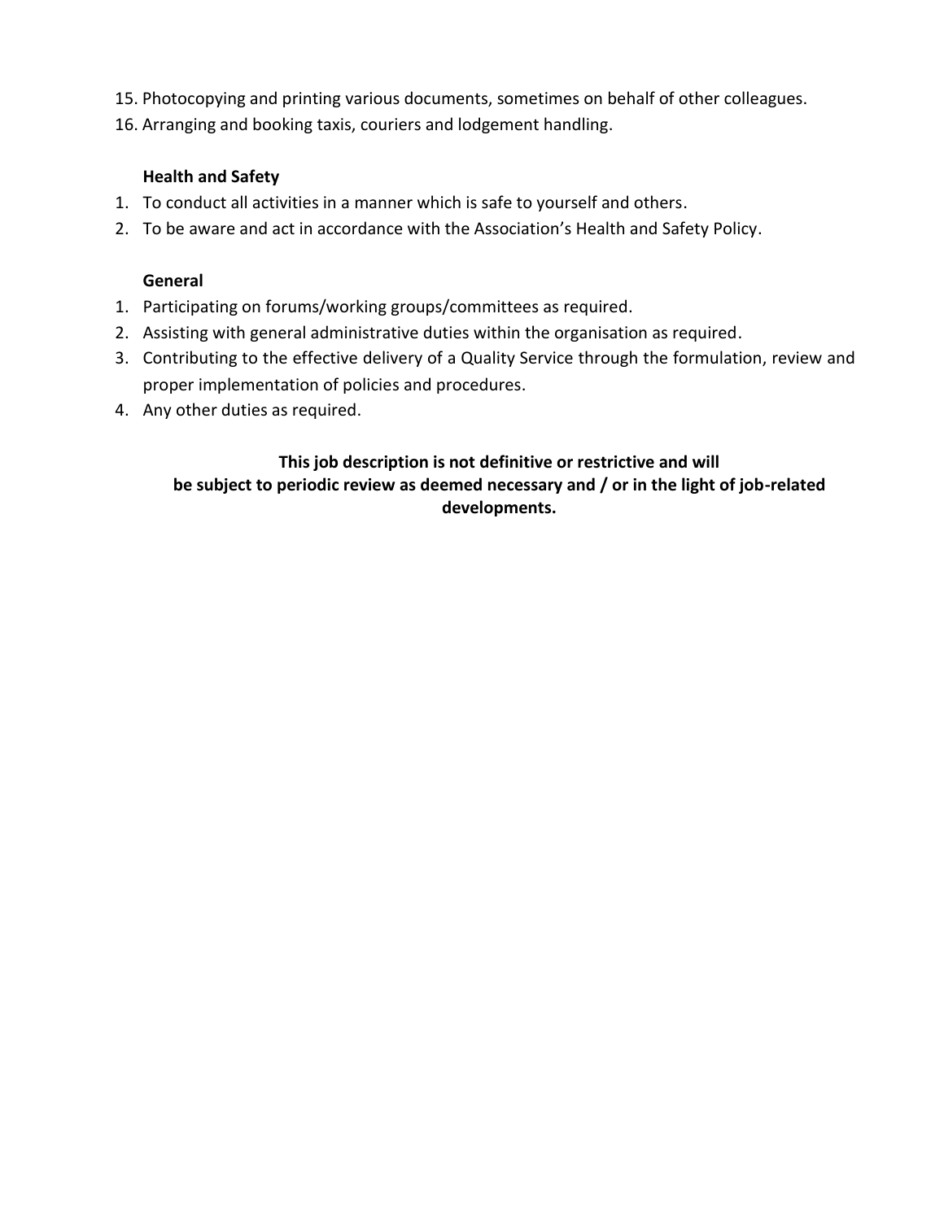15. Photocopying and printing various documents, sometimes on behalf of other colleagues.
16. Arranging and booking taxis, couriers and lodgement handling.

**Health and Safety**

1. To conduct all activities in a manner which is safe to yourself and others.
2. To be aware and act in accordance with the Association's Health and Safety Policy.

**General**

1. Participating on forums/working groups/committees as required.
2. Assisting with general administrative duties within the organisation as required.
3. Contributing to the effective delivery of a Quality Service through the formulation, review and proper implementation of policies and procedures.
4. Any other duties as required.

**This job description is not definitive or restrictive and will be subject to periodic review as deemed necessary and / or in the light of job-related developments.**